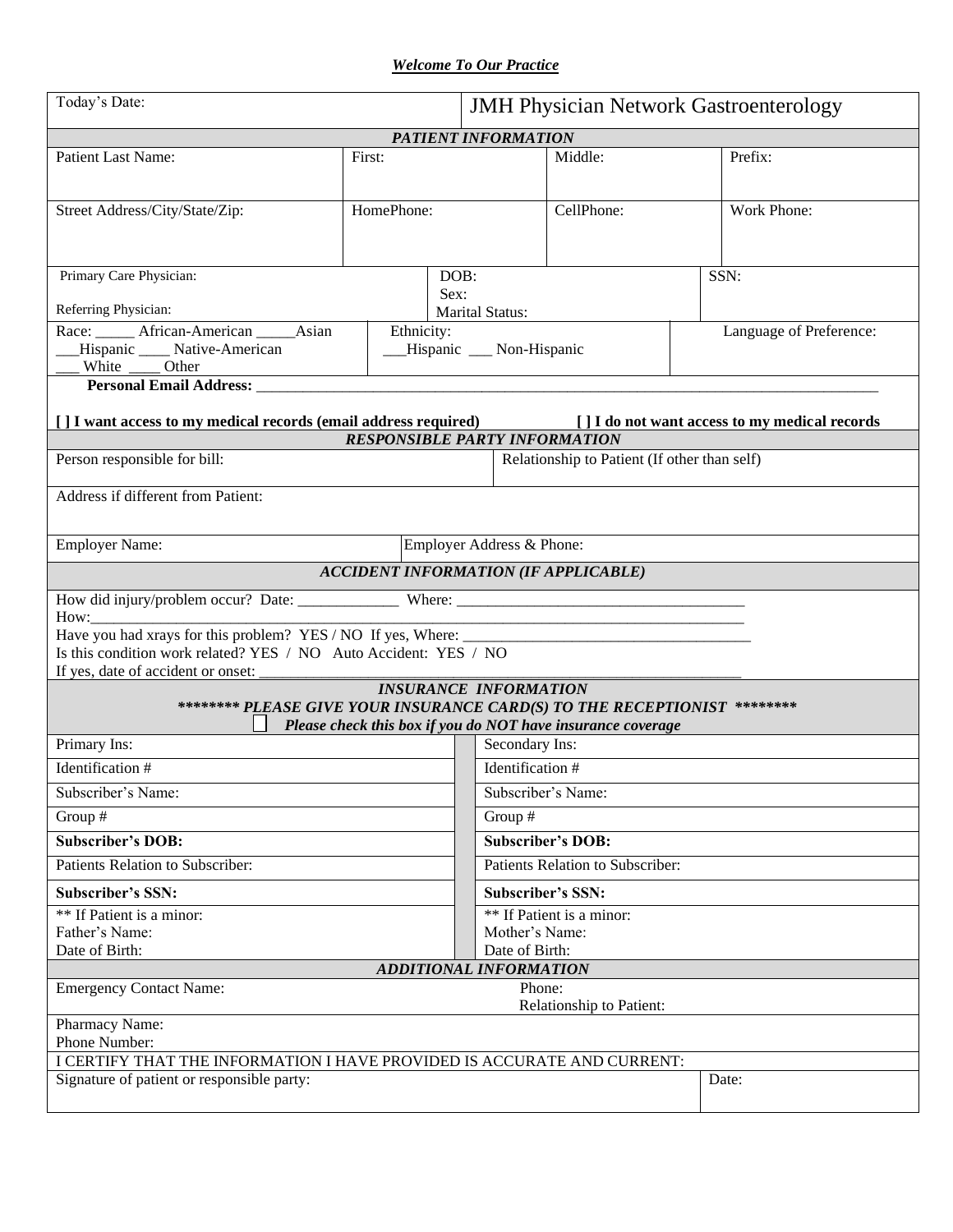***Welcome To Our Practice***

| Today's Date: | JMH Physician Network Gastroenterology |
|---|---|

***PATIENT INFORMATION***

| Patient Last Name: | First: | Middle: | Prefix: |
|---|---|---|---|
| Street Address/City/State/Zip: | HomePhone: | CellPhone: | Work Phone: |

| Primary Care Physician:<br>Referring Physician: | DOB:<br>Sex:<br>Marital Status: | SSN: |
|---|---|---|
| Race: _____ African-American _____Asian<br>___Hispanic ____ Native-American<br>___ White ____ Other | Ethnicity:<br>___Hispanic ___ Non-Hispanic | Language of Preference: |

**Personal Email Address:** ________________________________________________________________________________

**[ ] I want access to my medical records (email address required)** **[ ] I do not want access to my medical records**

***RESPONSIBLE PARTY INFORMATION***

| Person responsible for bill: | Relationship to Patient (If other than self) |
|---|---|
| Address if different from Patient: | |
| Employer Name: | Employer Address & Phone: |

***ACCIDENT INFORMATION (IF APPLICABLE)***

How did injury/problem occur? Date: _____________ Where: _____________________________________
How:_____________________________________________________________________________________
Have you had xrays for this problem? YES / NO If yes, Where: _____________________________________
Is this condition work related? YES / NO Auto Accident: YES / NO
If yes, date of accident or onset: ____________________________________________________________

***INSURANCE INFORMATION***

***\*\*\*\*\*\*\*\* PLEASE GIVE YOUR INSURANCE CARD(S) TO THE RECEPTIONIST \*\*\*\*\*\*\*\****

☐ ***Please check this box if you do NOT have insurance coverage***

| Primary Ins: | Secondary Ins: |
|---|---|
| Identification # | Identification # |
| Subscriber's Name: | Subscriber's Name: |
| Group # | Group # |
| **Subscriber's DOB:** | **Subscriber's DOB:** |
| Patients Relation to Subscriber: | Patients Relation to Subscriber: |
| **Subscriber's SSN:** | **Subscriber's SSN:** |
| ** If Patient is a minor:<br>Father's Name:<br>Date of Birth: | ** If Patient is a minor:<br>Mother's Name:<br>Date of Birth: |

***ADDITIONAL INFORMATION***

| Emergency Contact Name: | Phone:<br>Relationship to Patient: |
|---|---|
| Pharmacy Name:<br>Phone Number: | |
| I CERTIFY THAT THE INFORMATION I HAVE PROVIDED IS ACCURATE AND CURRENT: | |
| Signature of patient or responsible party: | Date: |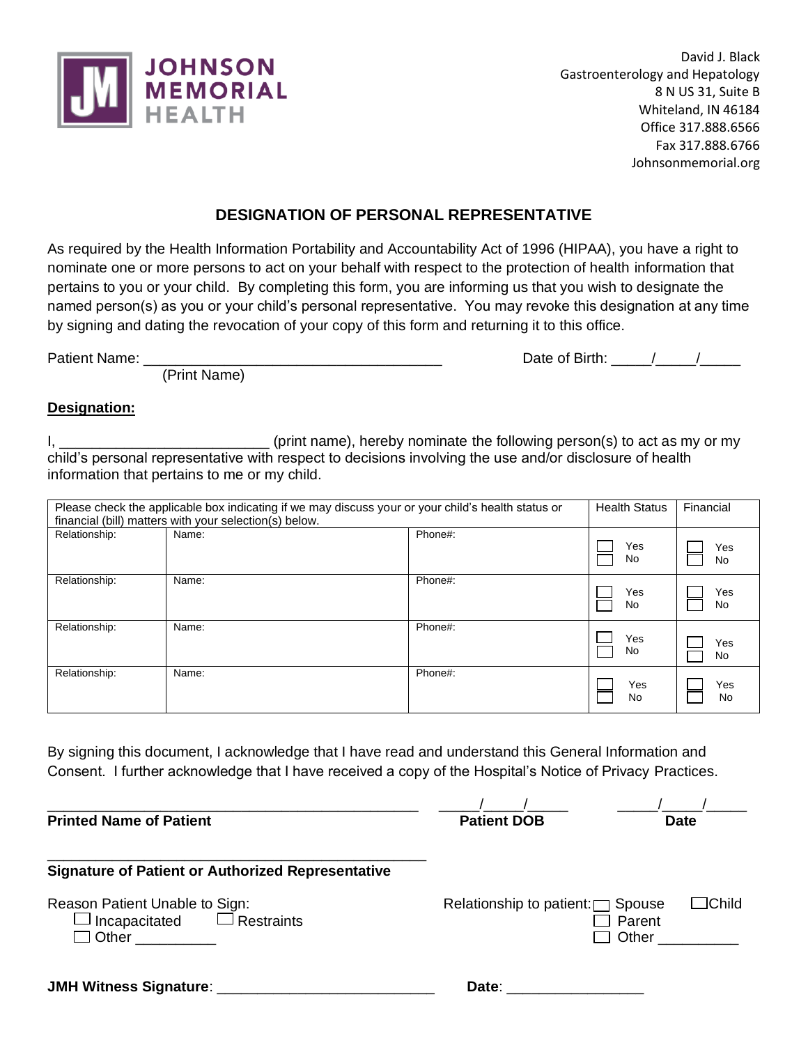JOHNSON MEMORIAL HEALTH

David J. Black
Gastroenterology and Hepatology
8 N US 31, Suite B
Whiteland, IN 46184
Office 317.888.6566
Fax 317.888.6766
Johnsonmemorial.org

## DESIGNATION OF PERSONAL REPRESENTATIVE

As required by the Health Information Portability and Accountability Act of 1996 (HIPAA), you have a right to nominate one or more persons to act on your behalf with respect to the protection of health information that pertains to you or your child. By completing this form, you are informing us that you wish to designate the named person(s) as you or your child's personal representative. You may revoke this designation at any time by signing and dating the revocation of your copy of this form and returning it to this office.

Patient Name: ____________________________________ Date of Birth: _____/_____/_____
(Print Name)

**Designation:**

I, _________________________ (print name), hereby nominate the following person(s) to act as my or my child's personal representative with respect to decisions involving the use and/or disclosure of health information that pertains to me or my child.

| Please check the applicable box indicating if we may discuss your or your child's health status or financial (bill) matters with your selection(s) below. | | | Health Status | Financial |
|---|---|---|---|---|
| Relationship: | Name: | Phone#: | ☐ Yes ☐ No | ☐ Yes ☐ No |
| Relationship: | Name: | Phone#: | ☐ Yes ☐ No | ☐ Yes ☐ No |
| Relationship: | Name: | Phone#: | ☐ Yes ☐ No | ☐ Yes ☐ No |
| Relationship: | Name: | Phone#: | ☐ Yes ☐ No | ☐ Yes ☐ No |

By signing this document, I acknowledge that I have read and understand this General Information and Consent. I further acknowledge that I have received a copy of the Hospital's Notice of Privacy Practices.

_____________________________________________ _____/_____/_____ _____/_____/_____
**Printed Name of Patient** **Patient DOB** **Date**

_____________________________________________
**Signature of Patient or Authorized Representative**

Reason Patient Unable to Sign:
☐ Incapacitated ☐ Restraints
☐ Other __________

Relationship to patient: ☐ Spouse ☐ Child
☐ Parent
☐ Other __________

**JMH Witness Signature**: ___________________________ **Date**: ________________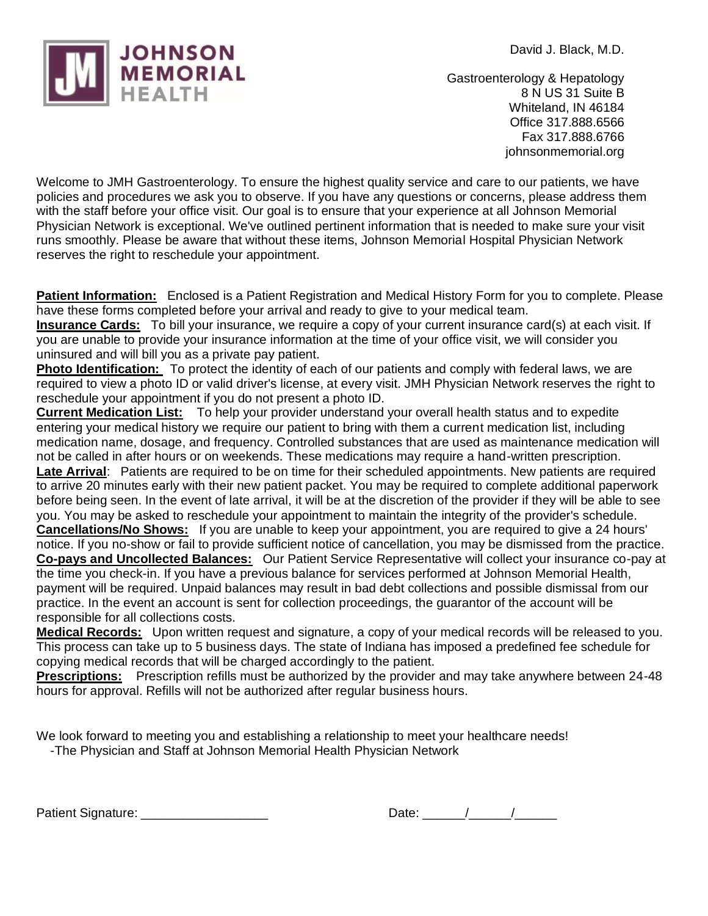JOHNSON MEMORIAL HEALTH

David J. Black, M.D.

Gastroenterology & Hepatology
8 N US 31 Suite B
Whiteland, IN 46184
Office 317.888.6566
Fax 317.888.6766
johnsonmemorial.org

Welcome to JMH Gastroenterology. To ensure the highest quality service and care to our patients, we have policies and procedures we ask you to observe. If you have any questions or concerns, please address them with the staff before your office visit. Our goal is to ensure that your experience at all Johnson Memorial Physician Network is exceptional. We've outlined pertinent information that is needed to make sure your visit runs smoothly. Please be aware that without these items, Johnson Memorial Hospital Physician Network reserves the right to reschedule your appointment.

**Patient Information:** Enclosed is a Patient Registration and Medical History Form for you to complete. Please have these forms completed before your arrival and ready to give to your medical team.

**Insurance Cards:** To bill your insurance, we require a copy of your current insurance card(s) at each visit. If you are unable to provide your insurance information at the time of your office visit, we will consider you uninsured and will bill you as a private pay patient.

**Photo Identification:** To protect the identity of each of our patients and comply with federal laws, we are required to view a photo ID or valid driver's license, at every visit. JMH Physician Network reserves the right to reschedule your appointment if you do not present a photo ID.

**Current Medication List:** To help your provider understand your overall health status and to expedite entering your medical history we require our patient to bring with them a current medication list, including medication name, dosage, and frequency. Controlled substances that are used as maintenance medication will not be called in after hours or on weekends. These medications may require a hand-written prescription.

**Late Arrival**: Patients are required to be on time for their scheduled appointments. New patients are required to arrive 20 minutes early with their new patient packet. You may be required to complete additional paperwork before being seen. In the event of late arrival, it will be at the discretion of the provider if they will be able to see you. You may be asked to reschedule your appointment to maintain the integrity of the provider's schedule.

**Cancellations/No Shows:** If you are unable to keep your appointment, you are required to give a 24 hours' notice. If you no-show or fail to provide sufficient notice of cancellation, you may be dismissed from the practice.

**Co-pays and Uncollected Balances:** Our Patient Service Representative will collect your insurance co-pay at the time you check-in. If you have a previous balance for services performed at Johnson Memorial Health, payment will be required. Unpaid balances may result in bad debt collections and possible dismissal from our practice. In the event an account is sent for collection proceedings, the guarantor of the account will be responsible for all collections costs.

**Medical Records:** Upon written request and signature, a copy of your medical records will be released to you. This process can take up to 5 business days. The state of Indiana has imposed a predefined fee schedule for copying medical records that will be charged accordingly to the patient.

**Prescriptions:** Prescription refills must be authorized by the provider and may take anywhere between 24-48 hours for approval. Refills will not be authorized after regular business hours.

We look forward to meeting you and establishing a relationship to meet your healthcare needs!
-The Physician and Staff at Johnson Memorial Health Physician Network

Patient Signature: ________________ Date: ______/______/______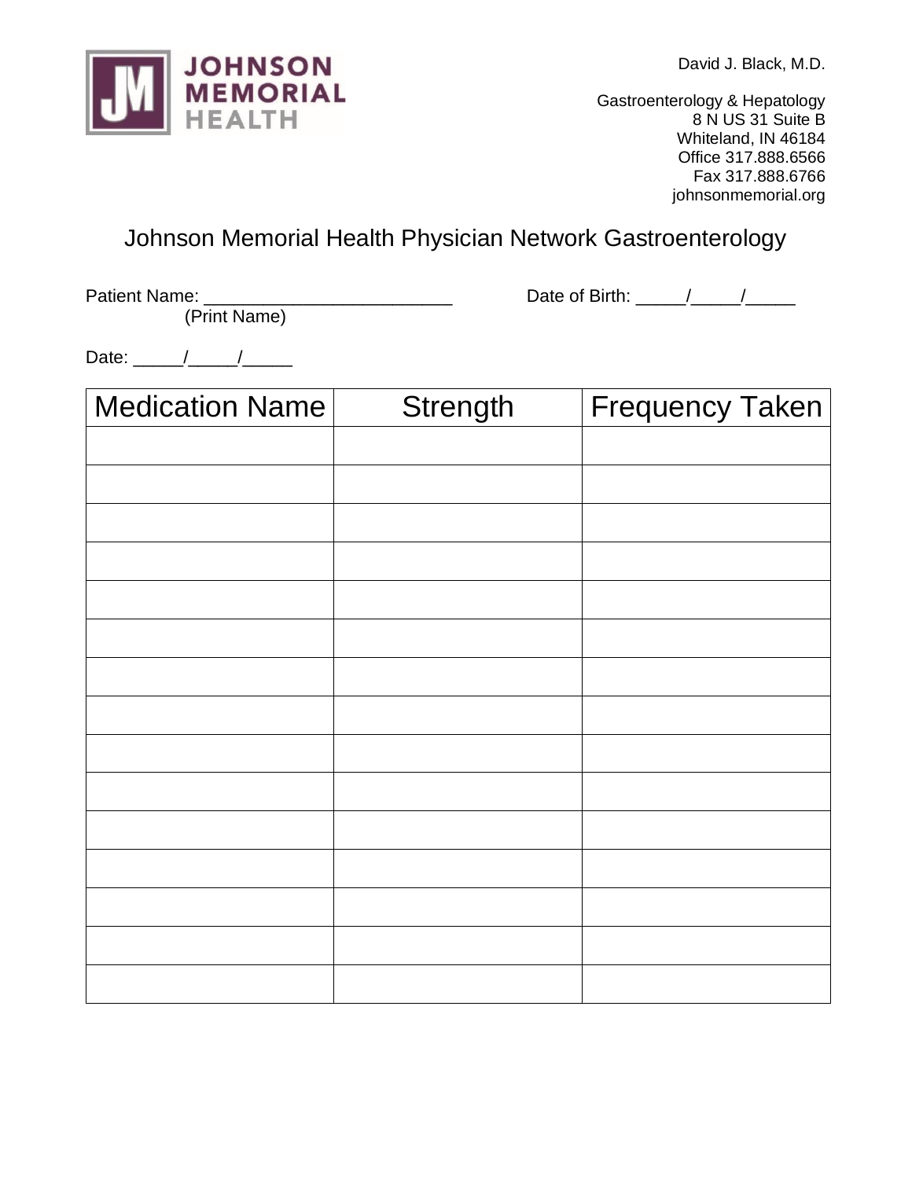JOHNSON MEMORIAL HEALTH

David J. Black, M.D.

Gastroenterology & Hepatology
8 N US 31 Suite B
Whiteland, IN 46184
Office 317.888.6566
Fax 317.888.6766
johnsonmemorial.org

# Johnson Memorial Health Physician Network Gastroenterology

Patient Name: _________________________ Date of Birth: _____/_____/_____
(Print Name)

Date: _____/_____/_____

| Medication Name | Strength | Frequency Taken |
|---|---|---|
| | | |
| | | |
| | | |
| | | |
| | | |
| | | |
| | | |
| | | |
| | | |
| | | |
| | | |
| | | |
| | | |
| | | |
| | | |